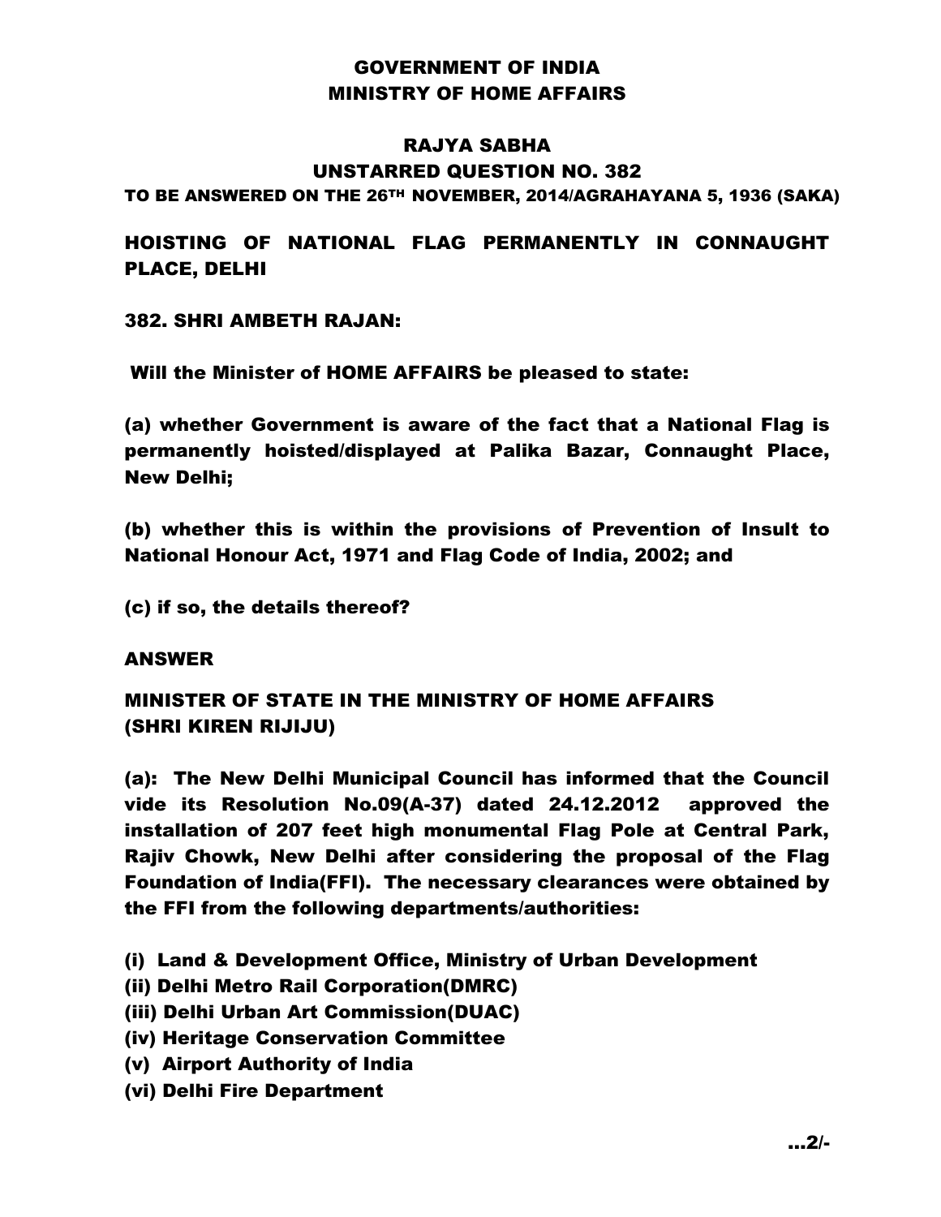# GOVERNMENT OF INDIA
# MINISTRY OF HOME AFFAIRS

## RAJYA SABHA
## UNSTARRED QUESTION NO. 382

**TO BE ANSWERED ON THE 26TH NOVEMBER, 2014/AGRAHAYANA 5, 1936 (SAKA)**

## HOISTING OF NATIONAL FLAG PERMANENTLY IN CONNAUGHT PLACE, DELHI

**382. SHRI AMBETH RAJAN:**

**Will the Minister of HOME AFFAIRS be pleased to state:**

**(a) whether Government is aware of the fact that a National Flag is permanently hoisted/displayed at Palika Bazar, Connaught Place, New Delhi;**

**(b) whether this is within the provisions of Prevention of Insult to National Honour Act, 1971 and Flag Code of India, 2002; and**

**(c) if so, the details thereof?**

**ANSWER**

**MINISTER OF STATE IN THE MINISTRY OF HOME AFFAIRS (SHRI KIREN RIJIJU)**

**(a): The New Delhi Municipal Council has informed that the Council vide its Resolution No.09(A-37) dated 24.12.2012 approved the installation of 207 feet high monumental Flag Pole at Central Park, Rajiv Chowk, New Delhi after considering the proposal of the Flag Foundation of India(FFI). The necessary clearances were obtained by the FFI from the following departments/authorities:**

**(i) Land & Development Office, Ministry of Urban Development**
**(ii) Delhi Metro Rail Corporation(DMRC)**
**(iii) Delhi Urban Art Commission(DUAC)**
**(iv) Heritage Conservation Committee**
**(v) Airport Authority of India**
**(vi) Delhi Fire Department**

**...2/-**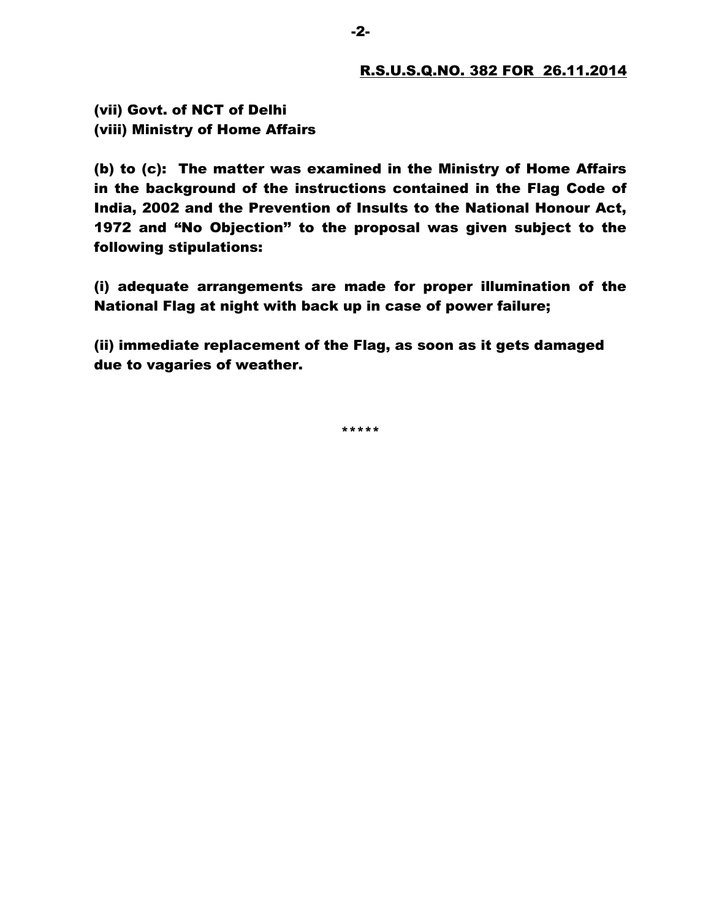**R.S.U.S.Q.NO. 382 FOR 26.11.2014**

**(vii) Govt. of NCT of Delhi**
**(viii) Ministry of Home Affairs**

**(b) to (c): The matter was examined in the Ministry of Home Affairs in the background of the instructions contained in the Flag Code of India, 2002 and the Prevention of Insults to the National Honour Act, 1972 and "No Objection" to the proposal was given subject to the following stipulations:**

**(i) adequate arrangements are made for proper illumination of the National Flag at night with back up in case of power failure;**

**(ii) immediate replacement of the Flag, as soon as it gets damaged due to vagaries of weather.**

*****